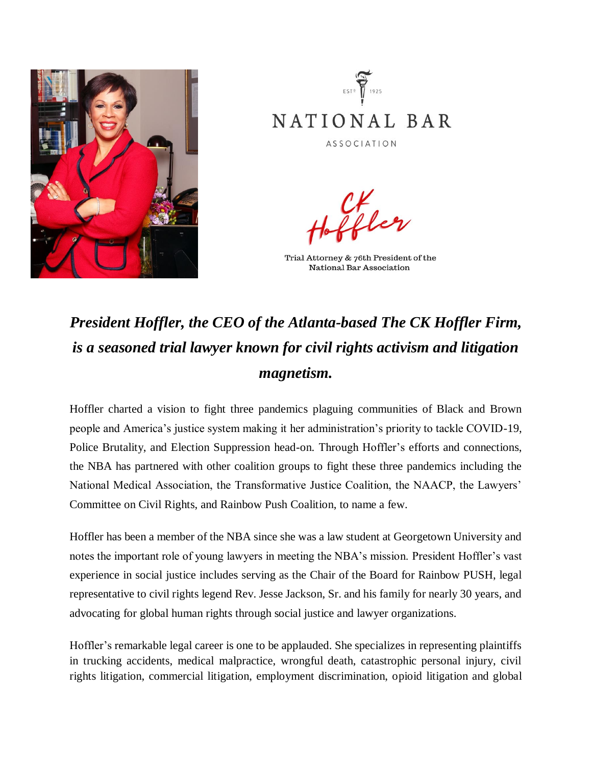EST 1925

NATIONAL BAR

ASSOCIATION

CK Hoffler

Trial Attorney & 76th President of the National Bar Association

## *President Hoffler, the CEO of the Atlanta-based The CK Hoffler Firm, is a seasoned trial lawyer known for civil rights activism and litigation magnetism.*

Hoffler charted a vision to fight three pandemics plaguing communities of Black and Brown people and America's justice system making it her administration's priority to tackle COVID-19, Police Brutality, and Election Suppression head-on. Through Hoffler's efforts and connections, the NBA has partnered with other coalition groups to fight these three pandemics including the National Medical Association, the Transformative Justice Coalition, the NAACP, the Lawyers' Committee on Civil Rights, and Rainbow Push Coalition, to name a few.

Hoffler has been a member of the NBA since she was a law student at Georgetown University and notes the important role of young lawyers in meeting the NBA's mission. President Hoffler's vast experience in social justice includes serving as the Chair of the Board for Rainbow PUSH, legal representative to civil rights legend Rev. Jesse Jackson, Sr. and his family for nearly 30 years, and advocating for global human rights through social justice and lawyer organizations.

Hoffler's remarkable legal career is one to be applauded. She specializes in representing plaintiffs in trucking accidents, medical malpractice, wrongful death, catastrophic personal injury, civil rights litigation, commercial litigation, employment discrimination, opioid litigation and global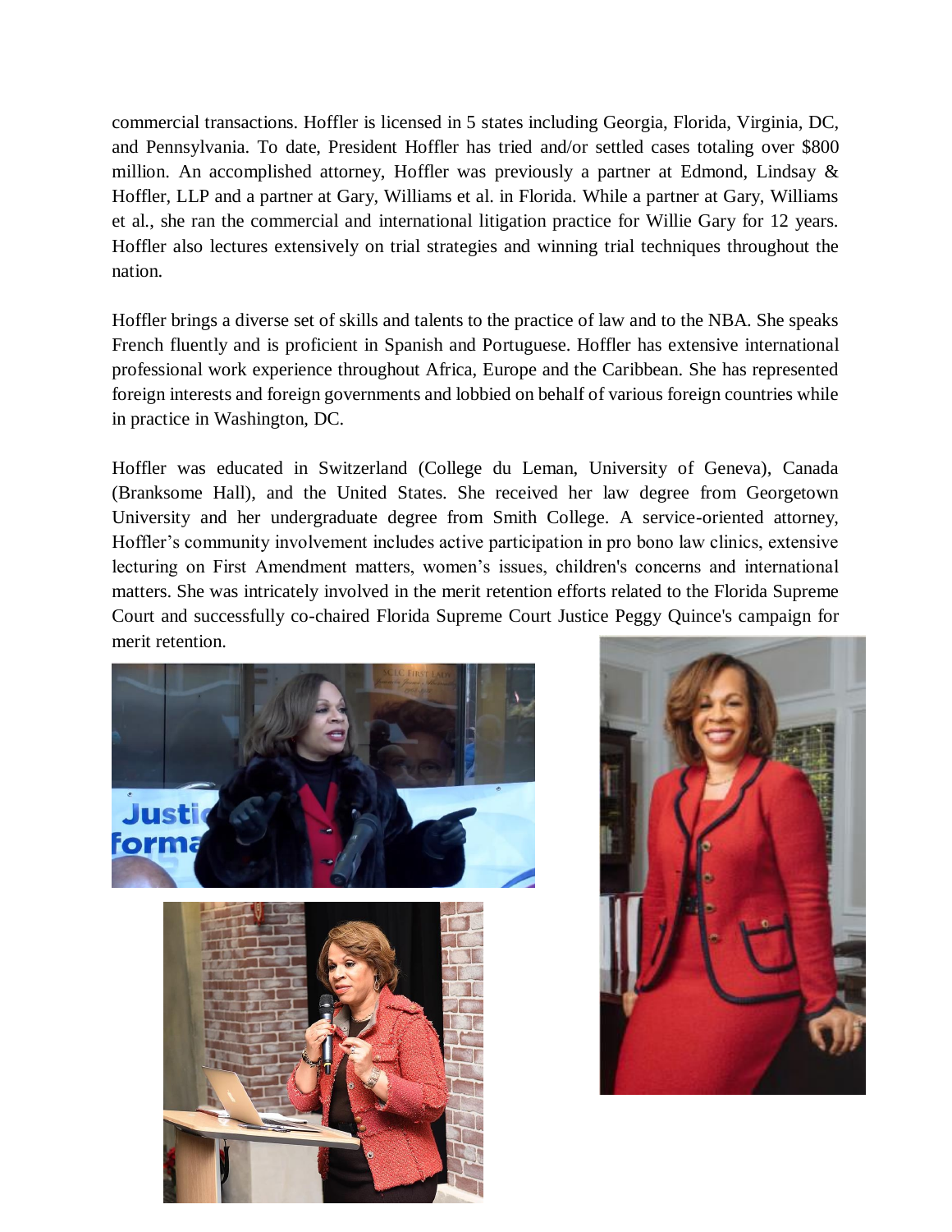commercial transactions. Hoffler is licensed in 5 states including Georgia, Florida, Virginia, DC, and Pennsylvania. To date, President Hoffler has tried and/or settled cases totaling over $800 million. An accomplished attorney, Hoffler was previously a partner at Edmond, Lindsay & Hoffler, LLP and a partner at Gary, Williams et al. in Florida. While a partner at Gary, Williams et al., she ran the commercial and international litigation practice for Willie Gary for 12 years. Hoffler also lectures extensively on trial strategies and winning trial techniques throughout the nation.

Hoffler brings a diverse set of skills and talents to the practice of law and to the NBA. She speaks French fluently and is proficient in Spanish and Portuguese. Hoffler has extensive international professional work experience throughout Africa, Europe and the Caribbean. She has represented foreign interests and foreign governments and lobbied on behalf of various foreign countries while in practice in Washington, DC.

Hoffler was educated in Switzerland (College du Leman, University of Geneva), Canada (Branksome Hall), and the United States. She received her law degree from Georgetown University and her undergraduate degree from Smith College. A service-oriented attorney, Hoffler's community involvement includes active participation in pro bono law clinics, extensive lecturing on First Amendment matters, women's issues, children's concerns and international matters. She was intricately involved in the merit retention efforts related to the Florida Supreme Court and successfully co-chaired Florida Supreme Court Justice Peggy Quince's campaign for merit retention.